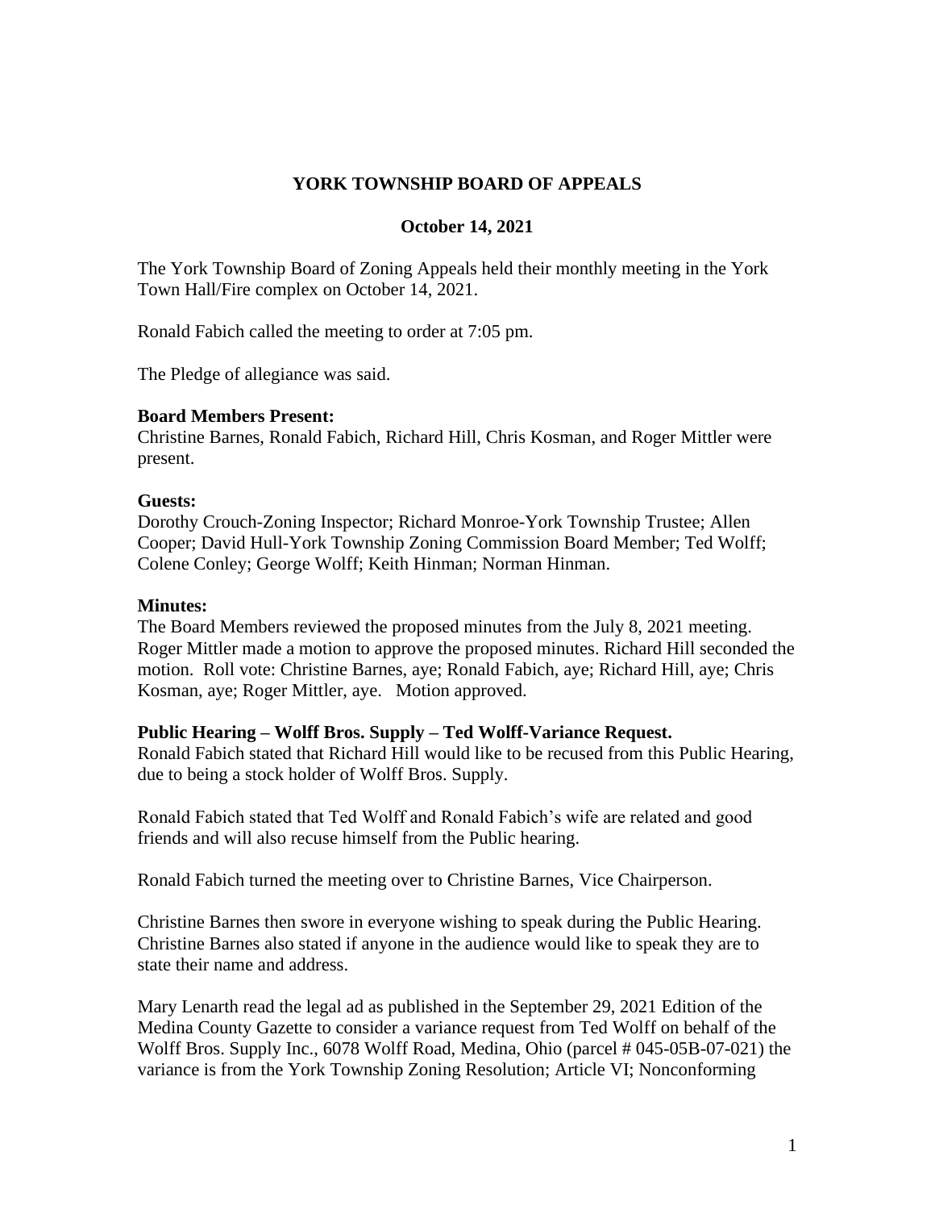# YORK TOWNSHIP BOARD OF APPEALS

## October 14, 2021

The York Township Board of Zoning Appeals held their monthly meeting in the York Town Hall/Fire complex on October 14, 2021.

Ronald Fabich called the meeting to order at 7:05 pm.

The Pledge of allegiance was said.

**Board Members Present:**
Christine Barnes, Ronald Fabich, Richard Hill, Chris Kosman, and Roger Mittler were present.

**Guests:**
Dorothy Crouch-Zoning Inspector; Richard Monroe-York Township Trustee; Allen Cooper; David Hull-York Township Zoning Commission Board Member; Ted Wolff; Colene Conley; George Wolff; Keith Hinman; Norman Hinman.

**Minutes:**
The Board Members reviewed the proposed minutes from the July 8, 2021 meeting. Roger Mittler made a motion to approve the proposed minutes. Richard Hill seconded the motion. Roll vote: Christine Barnes, aye; Ronald Fabich, aye; Richard Hill, aye; Chris Kosman, aye; Roger Mittler, aye. Motion approved.

**Public Hearing – Wolff Bros. Supply – Ted Wolff-Variance Request.**
Ronald Fabich stated that Richard Hill would like to be recused from this Public Hearing, due to being a stock holder of Wolff Bros. Supply.

Ronald Fabich stated that Ted Wolff and Ronald Fabich's wife are related and good friends and will also recuse himself from the Public hearing.

Ronald Fabich turned the meeting over to Christine Barnes, Vice Chairperson.

Christine Barnes then swore in everyone wishing to speak during the Public Hearing. Christine Barnes also stated if anyone in the audience would like to speak they are to state their name and address.

Mary Lenarth read the legal ad as published in the September 29, 2021 Edition of the Medina County Gazette to consider a variance request from Ted Wolff on behalf of the Wolff Bros. Supply Inc., 6078 Wolff Road, Medina, Ohio (parcel # 045-05B-07-021) the variance is from the York Township Zoning Resolution; Article VI; Nonconforming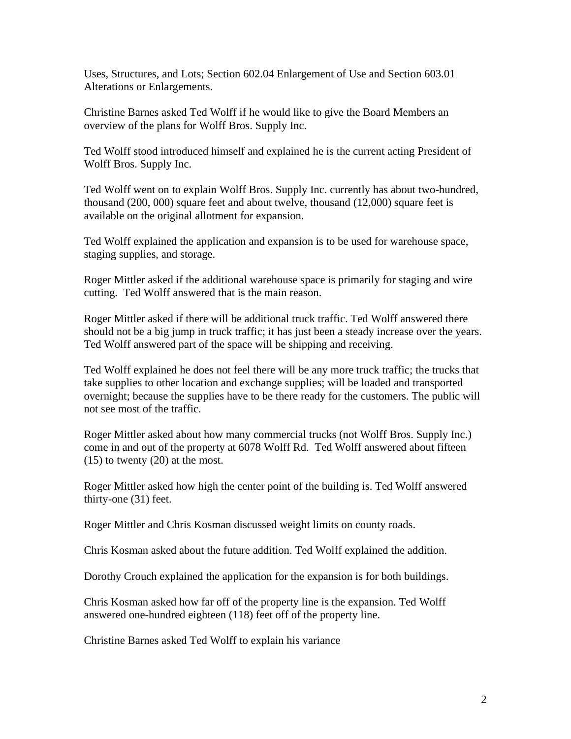Uses, Structures, and Lots; Section 602.04 Enlargement of Use and Section 603.01 Alterations or Enlargements.

Christine Barnes asked Ted Wolff if he would like to give the Board Members an overview of the plans for Wolff Bros. Supply Inc.

Ted Wolff stood introduced himself and explained he is the current acting President of Wolff Bros. Supply Inc.

Ted Wolff went on to explain Wolff Bros. Supply Inc. currently has about two-hundred, thousand (200, 000) square feet and about twelve, thousand (12,000) square feet is available on the original allotment for expansion.

Ted Wolff explained the application and expansion is to be used for warehouse space, staging supplies, and storage.

Roger Mittler asked if the additional warehouse space is primarily for staging and wire cutting. Ted Wolff answered that is the main reason.

Roger Mittler asked if there will be additional truck traffic. Ted Wolff answered there should not be a big jump in truck traffic; it has just been a steady increase over the years. Ted Wolff answered part of the space will be shipping and receiving.

Ted Wolff explained he does not feel there will be any more truck traffic; the trucks that take supplies to other location and exchange supplies; will be loaded and transported overnight; because the supplies have to be there ready for the customers. The public will not see most of the traffic.

Roger Mittler asked about how many commercial trucks (not Wolff Bros. Supply Inc.) come in and out of the property at 6078 Wolff Rd. Ted Wolff answered about fifteen (15) to twenty (20) at the most.

Roger Mittler asked how high the center point of the building is. Ted Wolff answered thirty-one (31) feet.

Roger Mittler and Chris Kosman discussed weight limits on county roads.

Chris Kosman asked about the future addition. Ted Wolff explained the addition.

Dorothy Crouch explained the application for the expansion is for both buildings.

Chris Kosman asked how far off of the property line is the expansion. Ted Wolff answered one-hundred eighteen (118) feet off of the property line.

Christine Barnes asked Ted Wolff to explain his variance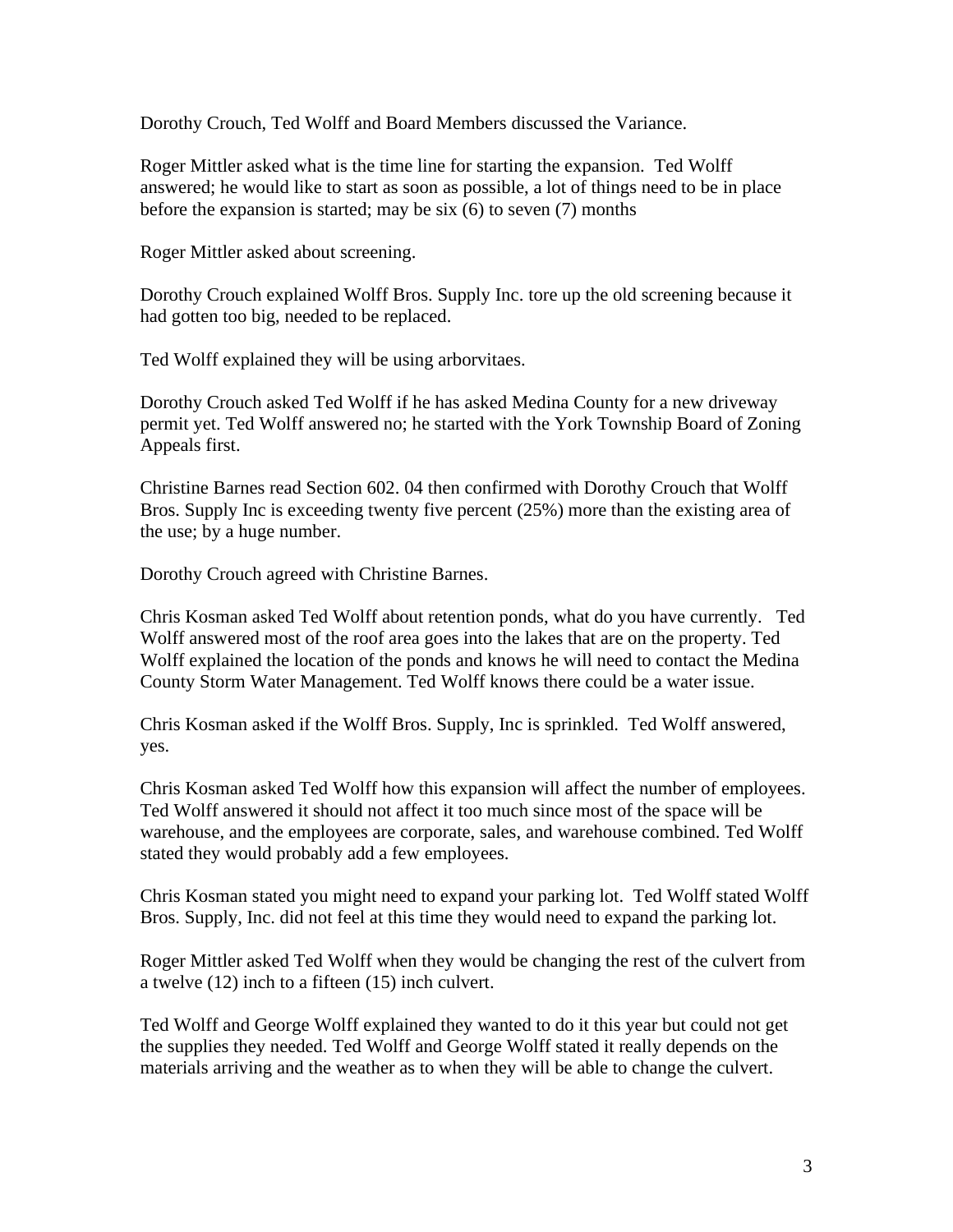Dorothy Crouch, Ted Wolff and Board Members discussed the Variance.

Roger Mittler asked what is the time line for starting the expansion. Ted Wolff answered; he would like to start as soon as possible, a lot of things need to be in place before the expansion is started; may be six (6) to seven (7) months

Roger Mittler asked about screening.

Dorothy Crouch explained Wolff Bros. Supply Inc. tore up the old screening because it had gotten too big, needed to be replaced.

Ted Wolff explained they will be using arborvitaes.

Dorothy Crouch asked Ted Wolff if he has asked Medina County for a new driveway permit yet. Ted Wolff answered no; he started with the York Township Board of Zoning Appeals first.

Christine Barnes read Section 602. 04 then confirmed with Dorothy Crouch that Wolff Bros. Supply Inc is exceeding twenty five percent (25%) more than the existing area of the use; by a huge number.

Dorothy Crouch agreed with Christine Barnes.

Chris Kosman asked Ted Wolff about retention ponds, what do you have currently. Ted Wolff answered most of the roof area goes into the lakes that are on the property. Ted Wolff explained the location of the ponds and knows he will need to contact the Medina County Storm Water Management. Ted Wolff knows there could be a water issue.

Chris Kosman asked if the Wolff Bros. Supply, Inc is sprinkled. Ted Wolff answered, yes.

Chris Kosman asked Ted Wolff how this expansion will affect the number of employees. Ted Wolff answered it should not affect it too much since most of the space will be warehouse, and the employees are corporate, sales, and warehouse combined. Ted Wolff stated they would probably add a few employees.

Chris Kosman stated you might need to expand your parking lot. Ted Wolff stated Wolff Bros. Supply, Inc. did not feel at this time they would need to expand the parking lot.

Roger Mittler asked Ted Wolff when they would be changing the rest of the culvert from a twelve (12) inch to a fifteen (15) inch culvert.

Ted Wolff and George Wolff explained they wanted to do it this year but could not get the supplies they needed. Ted Wolff and George Wolff stated it really depends on the materials arriving and the weather as to when they will be able to change the culvert.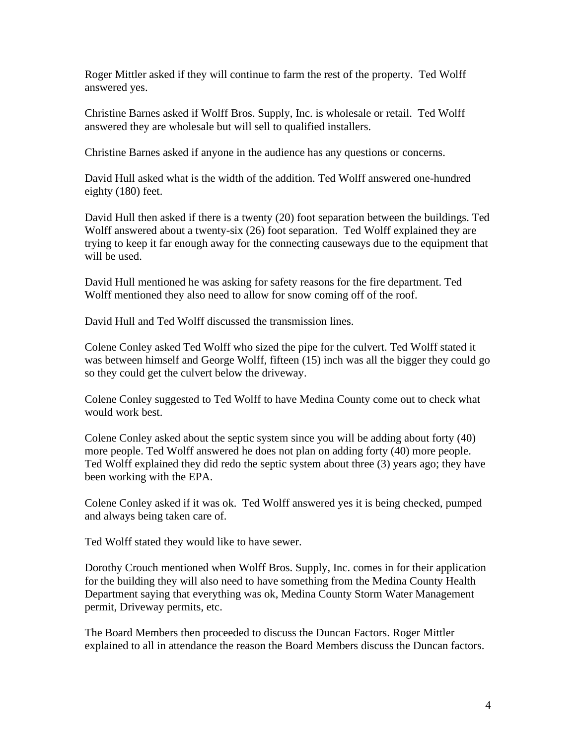Roger Mittler asked if they will continue to farm the rest of the property. Ted Wolff answered yes.

Christine Barnes asked if Wolff Bros. Supply, Inc. is wholesale or retail. Ted Wolff answered they are wholesale but will sell to qualified installers.

Christine Barnes asked if anyone in the audience has any questions or concerns.

David Hull asked what is the width of the addition. Ted Wolff answered one-hundred eighty (180) feet.

David Hull then asked if there is a twenty (20) foot separation between the buildings. Ted Wolff answered about a twenty-six (26) foot separation. Ted Wolff explained they are trying to keep it far enough away for the connecting causeways due to the equipment that will be used.

David Hull mentioned he was asking for safety reasons for the fire department. Ted Wolff mentioned they also need to allow for snow coming off of the roof.

David Hull and Ted Wolff discussed the transmission lines.

Colene Conley asked Ted Wolff who sized the pipe for the culvert. Ted Wolff stated it was between himself and George Wolff, fifteen (15) inch was all the bigger they could go so they could get the culvert below the driveway.

Colene Conley suggested to Ted Wolff to have Medina County come out to check what would work best.

Colene Conley asked about the septic system since you will be adding about forty (40) more people. Ted Wolff answered he does not plan on adding forty (40) more people. Ted Wolff explained they did redo the septic system about three (3) years ago; they have been working with the EPA.

Colene Conley asked if it was ok. Ted Wolff answered yes it is being checked, pumped and always being taken care of.

Ted Wolff stated they would like to have sewer.

Dorothy Crouch mentioned when Wolff Bros. Supply, Inc. comes in for their application for the building they will also need to have something from the Medina County Health Department saying that everything was ok, Medina County Storm Water Management permit, Driveway permits, etc.

The Board Members then proceeded to discuss the Duncan Factors. Roger Mittler explained to all in attendance the reason the Board Members discuss the Duncan factors.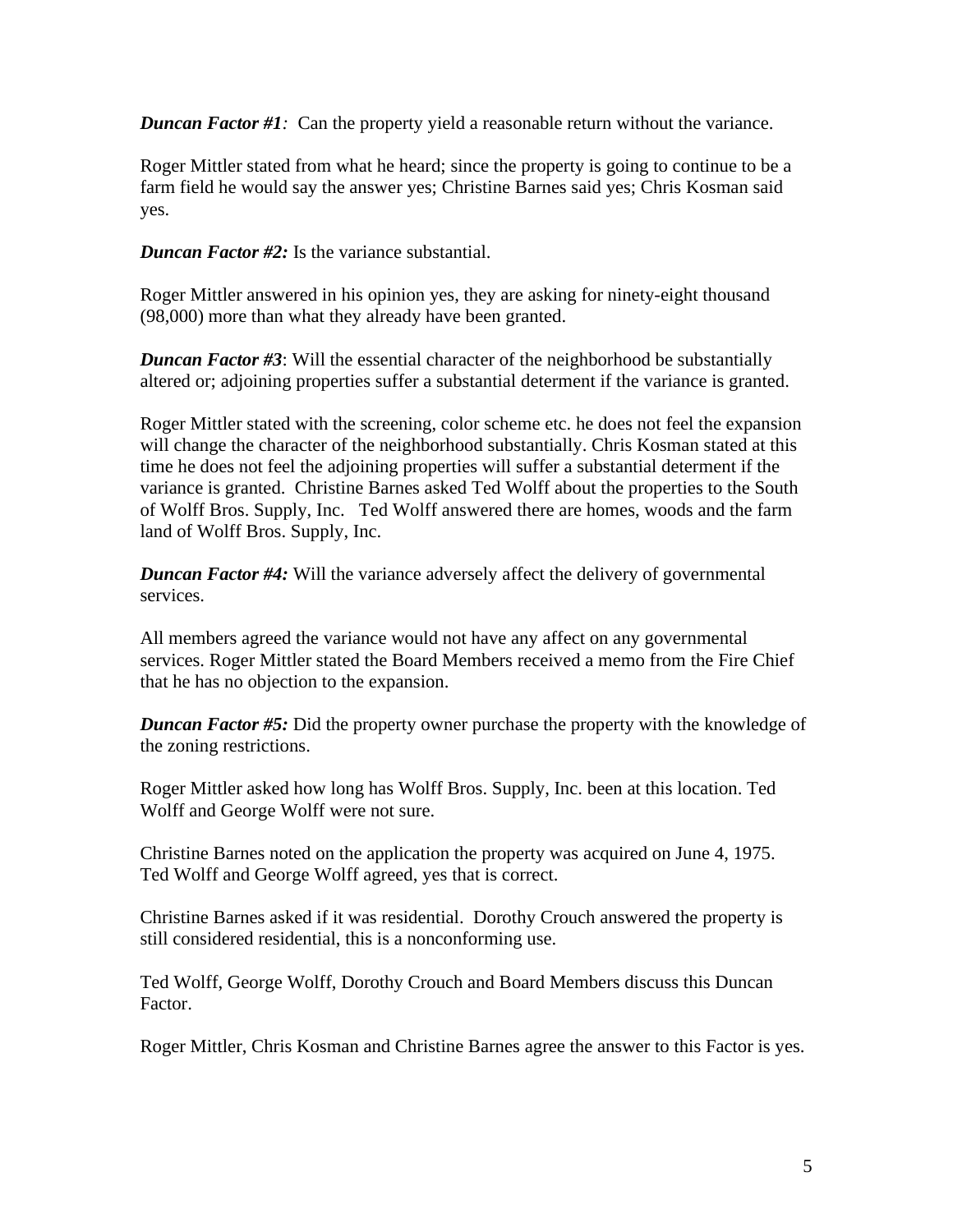***Duncan Factor #1**:* Can the property yield a reasonable return without the variance.

Roger Mittler stated from what he heard; since the property is going to continue to be a farm field he would say the answer yes; Christine Barnes said yes; Chris Kosman said yes.

***Duncan Factor #2:*** Is the variance substantial.

Roger Mittler answered in his opinion yes, they are asking for ninety-eight thousand (98,000) more than what they already have been granted.

***Duncan Factor #3***: Will the essential character of the neighborhood be substantially altered or; adjoining properties suffer a substantial determent if the variance is granted.

Roger Mittler stated with the screening, color scheme etc. he does not feel the expansion will change the character of the neighborhood substantially. Chris Kosman stated at this time he does not feel the adjoining properties will suffer a substantial determent if the variance is granted. Christine Barnes asked Ted Wolff about the properties to the South of Wolff Bros. Supply, Inc. Ted Wolff answered there are homes, woods and the farm land of Wolff Bros. Supply, Inc.

***Duncan Factor #4:*** Will the variance adversely affect the delivery of governmental services.

All members agreed the variance would not have any affect on any governmental services. Roger Mittler stated the Board Members received a memo from the Fire Chief that he has no objection to the expansion.

***Duncan Factor #5:*** Did the property owner purchase the property with the knowledge of the zoning restrictions.

Roger Mittler asked how long has Wolff Bros. Supply, Inc. been at this location. Ted Wolff and George Wolff were not sure.

Christine Barnes noted on the application the property was acquired on June 4, 1975. Ted Wolff and George Wolff agreed, yes that is correct.

Christine Barnes asked if it was residential. Dorothy Crouch answered the property is still considered residential, this is a nonconforming use.

Ted Wolff, George Wolff, Dorothy Crouch and Board Members discuss this Duncan Factor.

Roger Mittler, Chris Kosman and Christine Barnes agree the answer to this Factor is yes.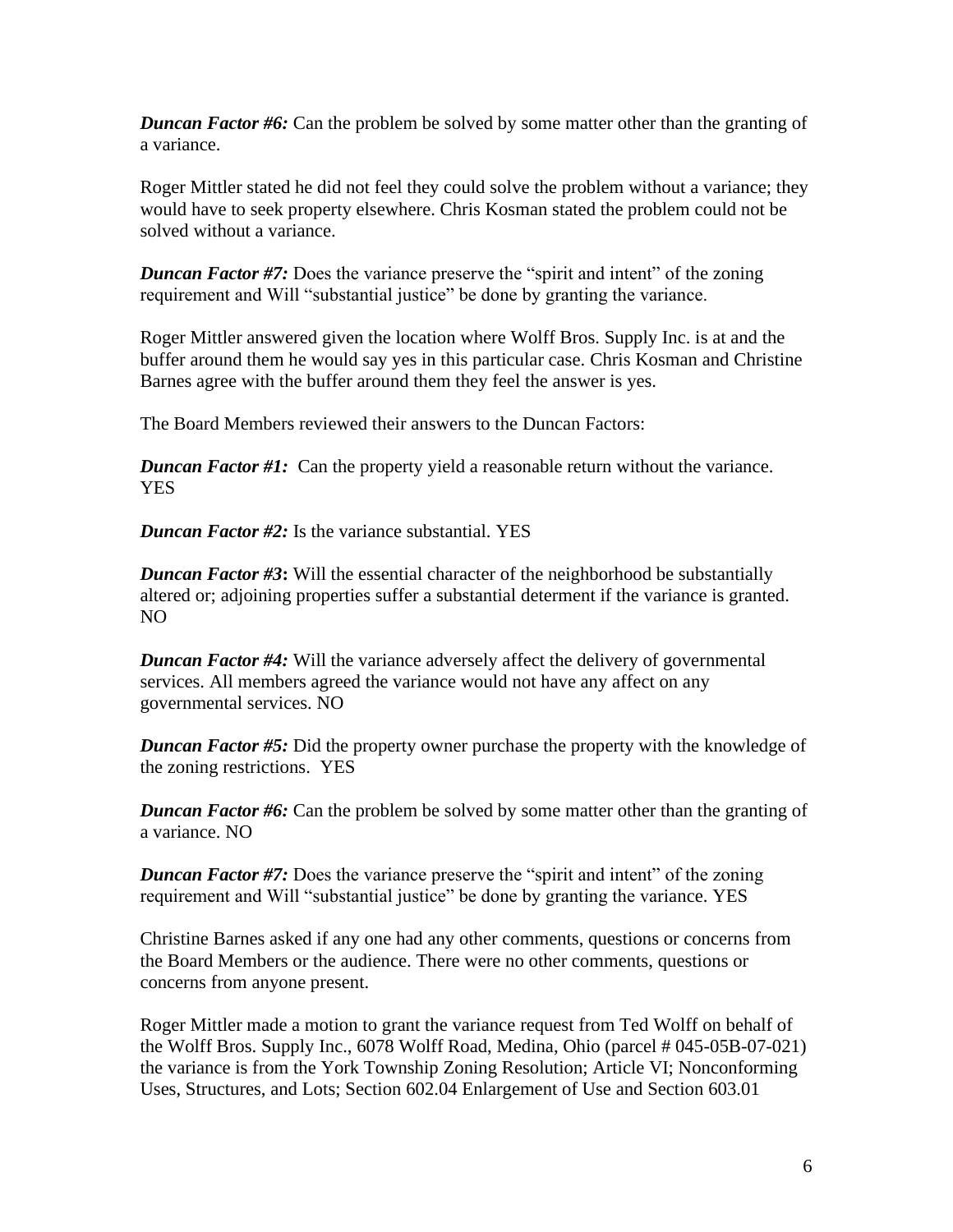***Duncan Factor #6:*** Can the problem be solved by some matter other than the granting of a variance.

Roger Mittler stated he did not feel they could solve the problem without a variance; they would have to seek property elsewhere. Chris Kosman stated the problem could not be solved without a variance.

***Duncan Factor #7:*** Does the variance preserve the "spirit and intent" of the zoning requirement and Will "substantial justice" be done by granting the variance.

Roger Mittler answered given the location where Wolff Bros. Supply Inc. is at and the buffer around them he would say yes in this particular case. Chris Kosman and Christine Barnes agree with the buffer around them they feel the answer is yes.

The Board Members reviewed their answers to the Duncan Factors:

***Duncan Factor #1:*** Can the property yield a reasonable return without the variance. YES

***Duncan Factor #2:*** Is the variance substantial. YES

***Duncan Factor #3*:** Will the essential character of the neighborhood be substantially altered or; adjoining properties suffer a substantial determent if the variance is granted. NO

***Duncan Factor #4:*** Will the variance adversely affect the delivery of governmental services. All members agreed the variance would not have any affect on any governmental services. NO

***Duncan Factor #5:*** Did the property owner purchase the property with the knowledge of the zoning restrictions. YES

***Duncan Factor #6:*** Can the problem be solved by some matter other than the granting of a variance. NO

***Duncan Factor #7:*** Does the variance preserve the "spirit and intent" of the zoning requirement and Will "substantial justice" be done by granting the variance. YES

Christine Barnes asked if any one had any other comments, questions or concerns from the Board Members or the audience. There were no other comments, questions or concerns from anyone present.

Roger Mittler made a motion to grant the variance request from Ted Wolff on behalf of the Wolff Bros. Supply Inc., 6078 Wolff Road, Medina, Ohio (parcel # 045-05B-07-021) the variance is from the York Township Zoning Resolution; Article VI; Nonconforming Uses, Structures, and Lots; Section 602.04 Enlargement of Use and Section 603.01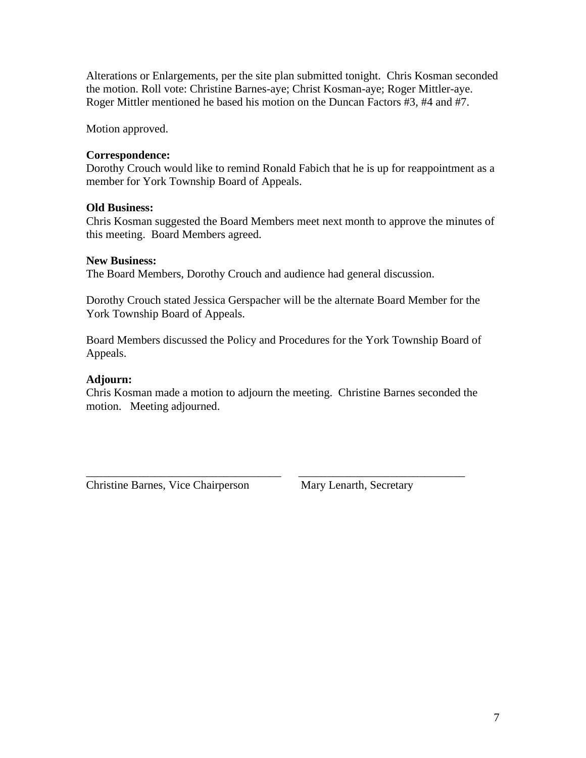Alterations or Enlargements, per the site plan submitted tonight. Chris Kosman seconded the motion. Roll vote: Christine Barnes-aye; Christ Kosman-aye; Roger Mittler-aye. Roger Mittler mentioned he based his motion on the Duncan Factors #3, #4 and #7.

Motion approved.

**Correspondence:**
Dorothy Crouch would like to remind Ronald Fabich that he is up for reappointment as a member for York Township Board of Appeals.

**Old Business:**
Chris Kosman suggested the Board Members meet next month to approve the minutes of this meeting. Board Members agreed.

**New Business:**
The Board Members, Dorothy Crouch and audience had general discussion.

Dorothy Crouch stated Jessica Gerspacher will be the alternate Board Member for the York Township Board of Appeals.

Board Members discussed the Policy and Procedures for the York Township Board of Appeals.

**Adjourn:**
Chris Kosman made a motion to adjourn the meeting. Christine Barnes seconded the motion. Meeting adjourned.

\_\_\_\_\_\_\_\_\_\_\_\_\_\_\_\_\_\_\_\_\_\_\_\_\_\_\_\_\_\_\_\_\_\_\_ \_\_\_\_\_\_\_\_\_\_\_\_\_\_\_\_\_\_\_\_\_\_\_\_\_\_\_\_\_\_

Christine Barnes, Vice Chairperson Mary Lenarth, Secretary